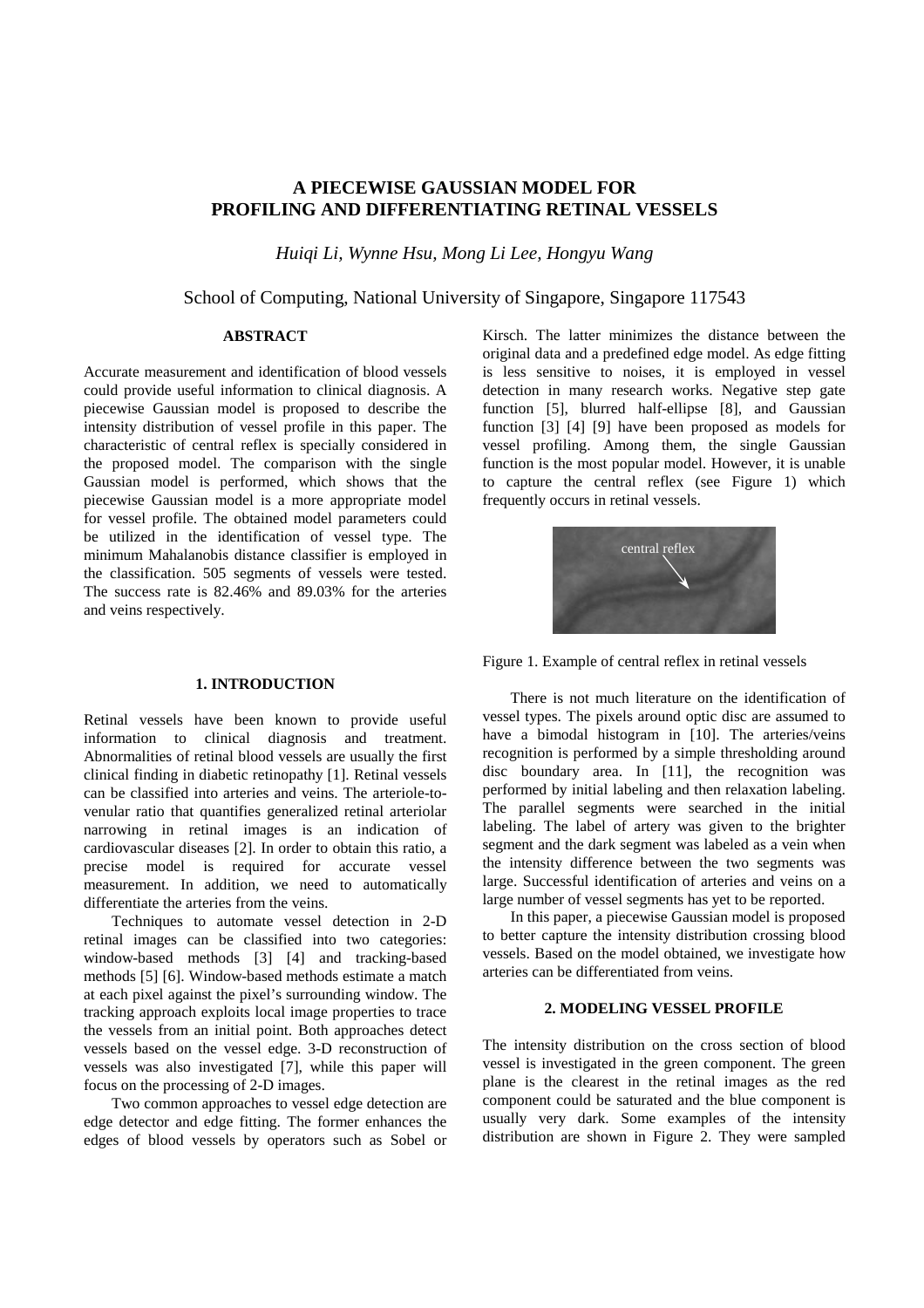# A PIECEWISE GAUSSIAN MODEL FOR PROFILING AND DIFFERENTIATING RETINAL VESSELS

*Huiqi Li, Wynne Hsu, Mong Li Lee, Hongyu Wang*

School of Computing, National University of Singapore, Singapore 117543

## ABSTRACT

Accurate measurement and identification of blood vessels could provide useful information to clinical diagnosis. A piecewise Gaussian model is proposed to describe the intensity distribution of vessel profile in this paper. The characteristic of central reflex is specially considered in the proposed model. The comparison with the single Gaussian model is performed, which shows that the piecewise Gaussian model is a more appropriate model for vessel profile. The obtained model parameters could be utilized in the identification of vessel type. The minimum Mahalanobis distance classifier is employed in the classification. 505 segments of vessels were tested. The success rate is 82.46% and 89.03% for the arteries and veins respectively.

## 1. INTRODUCTION

Retinal vessels have been known to provide useful information to clinical diagnosis and treatment. Abnormalities of retinal blood vessels are usually the first clinical finding in diabetic retinopathy [1]. Retinal vessels can be classified into arteries and veins. The arteriole-to-venular ratio that quantifies generalized retinal arteriolar narrowing in retinal images is an indication of cardiovascular diseases [2]. In order to obtain this ratio, a precise model is required for accurate vessel measurement. In addition, we need to automatically differentiate the arteries from the veins.

Techniques to automate vessel detection in 2-D retinal images can be classified into two categories: window-based methods [3] [4] and tracking-based methods [5] [6]. Window-based methods estimate a match at each pixel against the pixel's surrounding window. The tracking approach exploits local image properties to trace the vessels from an initial point. Both approaches detect vessels based on the vessel edge. 3-D reconstruction of vessels was also investigated [7], while this paper will focus on the processing of 2-D images.

Two common approaches to vessel edge detection are edge detector and edge fitting. The former enhances the edges of blood vessels by operators such as Sobel or Kirsch. The latter minimizes the distance between the original data and a predefined edge model. As edge fitting is less sensitive to noises, it is employed in vessel detection in many research works. Negative step gate function [5], blurred half-ellipse [8], and Gaussian function [3] [4] [9] have been proposed as models for vessel profiling. Among them, the single Gaussian function is the most popular model. However, it is unable to capture the central reflex (see Figure 1) which frequently occurs in retinal vessels.

Figure 1. Example of central reflex in retinal vessels

There is not much literature on the identification of vessel types. The pixels around optic disc are assumed to have a bimodal histogram in [10]. The arteries/veins recognition is performed by a simple thresholding around disc boundary area. In [11], the recognition was performed by initial labeling and then relaxation labeling. The parallel segments were searched in the initial labeling. The label of artery was given to the brighter segment and the dark segment was labeled as a vein when the intensity difference between the two segments was large. Successful identification of arteries and veins on a large number of vessel segments has yet to be reported.

In this paper, a piecewise Gaussian model is proposed to better capture the intensity distribution crossing blood vessels. Based on the model obtained, we investigate how arteries can be differentiated from veins.

## 2. MODELING VESSEL PROFILE

The intensity distribution on the cross section of blood vessel is investigated in the green component. The green plane is the clearest in the retinal images as the red component could be saturated and the blue component is usually very dark. Some examples of the intensity distribution are shown in Figure 2. They were sampled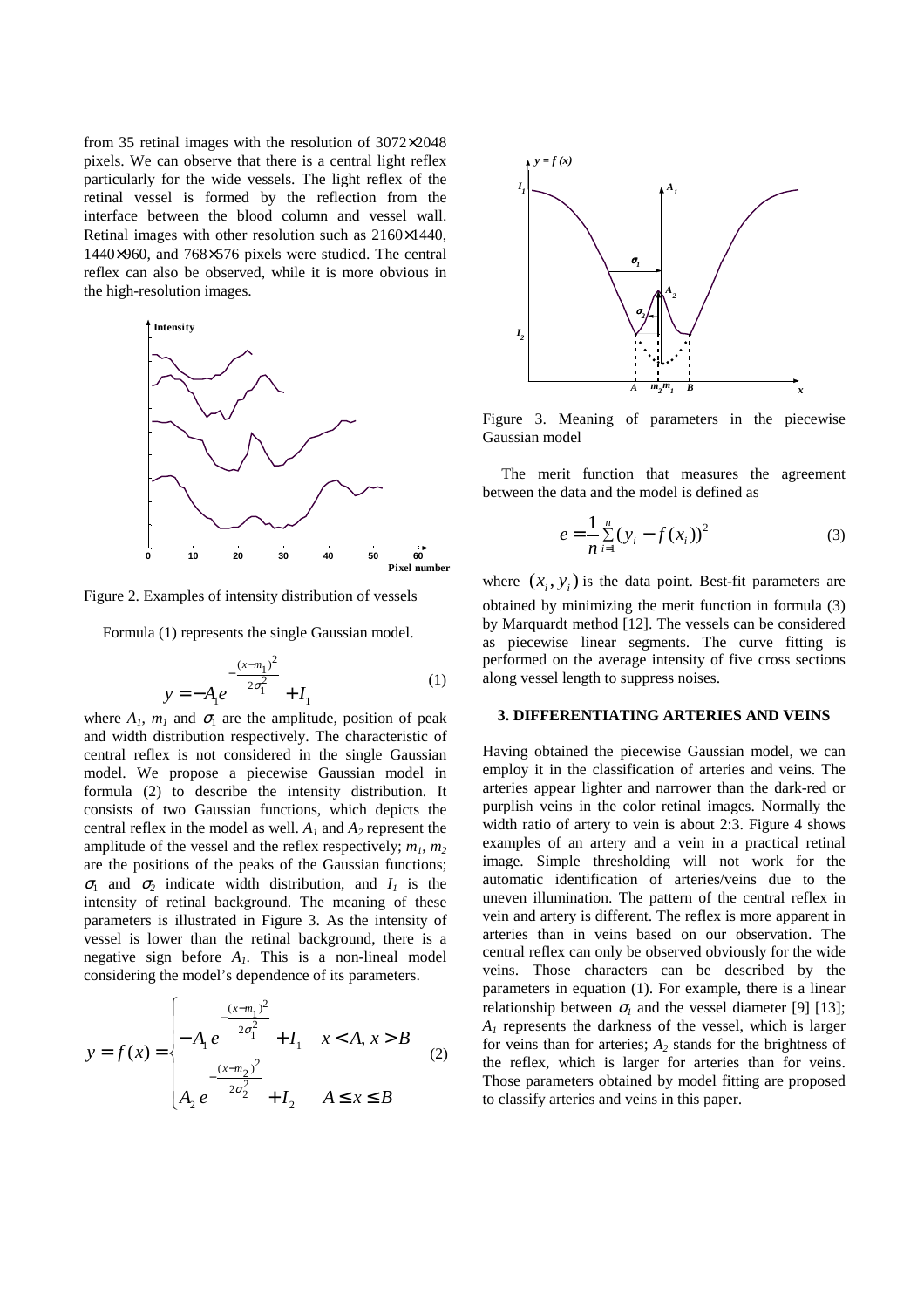from 35 retinal images with the resolution of 3072×2048 pixels. We can observe that there is a central light reflex particularly for the wide vessels. The light reflex of the retinal vessel is formed by the reflection from the interface between the blood column and vessel wall. Retinal images with other resolution such as 2160×1440, 1440×960, and 768×576 pixels were studied. The central reflex can also be observed, while it is more obvious in the high-resolution images.

Figure 2. Examples of intensity distribution of vessels

Formula (1) represents the single Gaussian model.

$$y = -A_1 e^{-\frac{(x-m_1)^2}{2\sigma_1^2}} + I_1 \tag{1}$$

where $A_1$, $m_1$ and $\sigma_1$ are the amplitude, position of peak and width distribution respectively. The characteristic of central reflex is not considered in the single Gaussian model. We propose a piecewise Gaussian model in formula (2) to describe the intensity distribution. It consists of two Gaussian functions, which depicts the central reflex in the model as well. $A_1$ and $A_2$ represent the amplitude of the vessel and the reflex respectively; $m_1$, $m_2$ are the positions of the peaks of the Gaussian functions; $\sigma_1$ and $\sigma_2$ indicate width distribution, and $I_1$ is the intensity of retinal background. The meaning of these parameters is illustrated in Figure 3. As the intensity of vessel is lower than the retinal background, there is a negative sign before $A_1$. This is a non-lineal model considering the model's dependence of its parameters.

$$y = f(x) = \begin{cases} -A_1 e^{-\frac{(x-m_1)^2}{2\sigma_1^2}} + I_1 & x < A, x > B \\ A_2 e^{-\frac{(x-m_2)^2}{2\sigma_2^2}} + I_2 & A \leq x \leq B \end{cases} \tag{2}$$

Figure 3. Meaning of parameters in the piecewise Gaussian model

The merit function that measures the agreement between the data and the model is defined as

$$e = \frac{1}{n} \sum_{i=1}^{n} (y_i - f(x_i))^2 \tag{3}$$

where $(x_i, y_i)$ is the data point. Best-fit parameters are obtained by minimizing the merit function in formula (3) by Marquardt method [12]. The vessels can be considered as piecewise linear segments. The curve fitting is performed on the average intensity of five cross sections along vessel length to suppress noises.

### 3. DIFFERENTIATING ARTERIES AND VEINS

Having obtained the piecewise Gaussian model, we can employ it in the classification of arteries and veins. The arteries appear lighter and narrower than the dark-red or purplish veins in the color retinal images. Normally the width ratio of artery to vein is about 2:3. Figure 4 shows examples of an artery and a vein in a practical retinal image. Simple thresholding will not work for the automatic identification of arteries/veins due to the uneven illumination. The pattern of the central reflex in vein and artery is different. The reflex is more apparent in arteries than in veins based on our observation. The central reflex can only be observed obviously for the wide veins. Those characters can be described by the parameters in equation (1). For example, there is a linear relationship between $\sigma_1$ and the vessel diameter [9] [13]; $A_1$ represents the darkness of the vessel, which is larger for veins than for arteries; $A_2$ stands for the brightness of the reflex, which is larger for arteries than for veins. Those parameters obtained by model fitting are proposed to classify arteries and veins in this paper.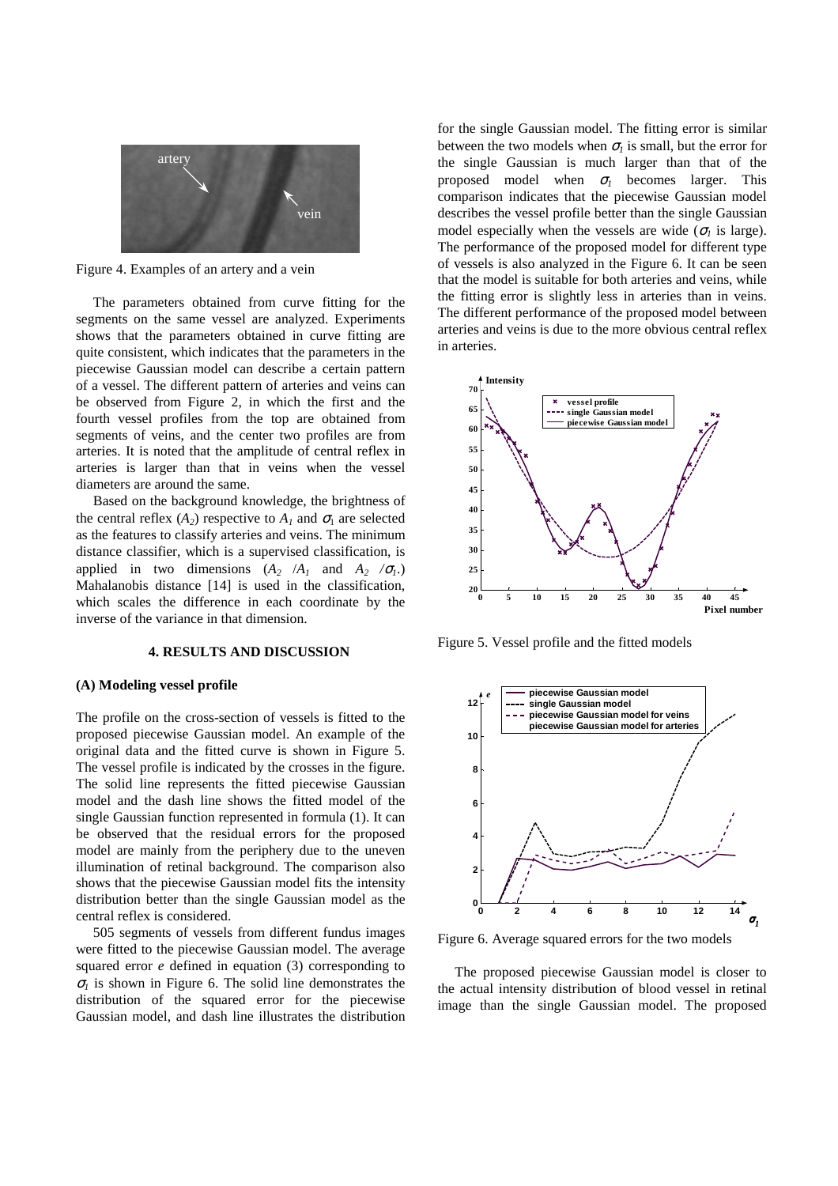Figure 4. Examples of an artery and a vein

The parameters obtained from curve fitting for the segments on the same vessel are analyzed. Experiments shows that the parameters obtained in curve fitting are quite consistent, which indicates that the parameters in the piecewise Gaussian model can describe a certain pattern of a vessel. The different pattern of arteries and veins can be observed from Figure 2, in which the first and the fourth vessel profiles from the top are obtained from segments of veins, and the center two profiles are from arteries. It is noted that the amplitude of central reflex in arteries is larger than that in veins when the vessel diameters are around the same.

Based on the background knowledge, the brightness of the central reflex ($A_2$) respective to $A_1$ and $\sigma_1$ are selected as the features to classify arteries and veins. The minimum distance classifier, which is a supervised classification, is applied in two dimensions ($A_2$ /$A_1$ and $A_2$ /$\sigma_1$.) Mahalanobis distance [14] is used in the classification, which scales the difference in each coordinate by the inverse of the variance in that dimension.

## 4. RESULTS AND DISCUSSION

### (A) Modeling vessel profile

The profile on the cross-section of vessels is fitted to the proposed piecewise Gaussian model. An example of the original data and the fitted curve is shown in Figure 5. The vessel profile is indicated by the crosses in the figure. The solid line represents the fitted piecewise Gaussian model and the dash line shows the fitted model of the single Gaussian function represented in formula (1). It can be observed that the residual errors for the proposed model are mainly from the periphery due to the uneven illumination of retinal background. The comparison also shows that the piecewise Gaussian model fits the intensity distribution better than the single Gaussian model as the central reflex is considered.

505 segments of vessels from different fundus images were fitted to the piecewise Gaussian model. The average squared error $e$ defined in equation (3) corresponding to $\sigma_1$ is shown in Figure 6. The solid line demonstrates the distribution of the squared error for the piecewise Gaussian model, and dash line illustrates the distribution for the single Gaussian model. The fitting error is similar between the two models when $\sigma_1$ is small, but the error for the single Gaussian is much larger than that of the proposed model when $\sigma_1$ becomes larger. This comparison indicates that the piecewise Gaussian model describes the vessel profile better than the single Gaussian model especially when the vessels are wide ($\sigma_1$ is large). The performance of the proposed model for different type of vessels is also analyzed in the Figure 6. It can be seen that the model is suitable for both arteries and veins, while the fitting error is slightly less in arteries than in veins. The different performance of the proposed model between arteries and veins is due to the more obvious central reflex in arteries.

Figure 5. Vessel profile and the fitted models

Figure 6. Average squared errors for the two models

The proposed piecewise Gaussian model is closer to the actual intensity distribution of blood vessel in retinal image than the single Gaussian model. The proposed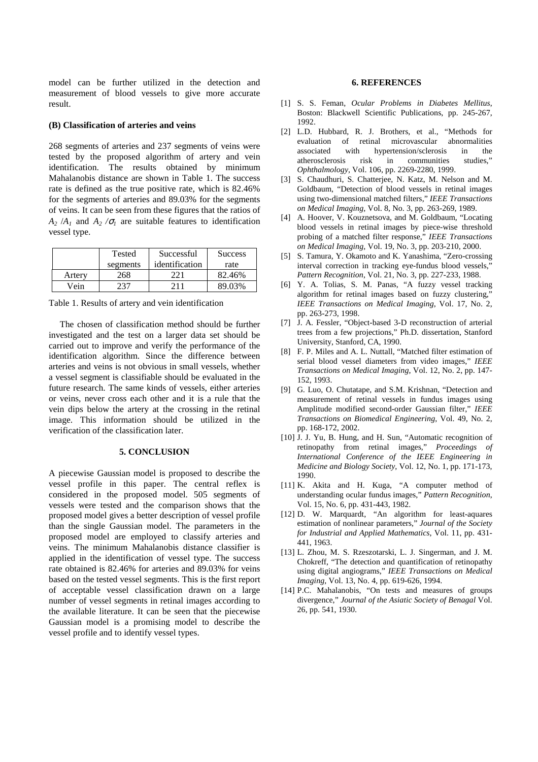model can be further utilized in the detection and measurement of blood vessels to give more accurate result.

### (B) Classification of arteries and veins

268 segments of arteries and 237 segments of veins were tested by the proposed algorithm of artery and vein identification. The results obtained by minimum Mahalanobis distance are shown in Table 1. The success rate is defined as the true positive rate, which is 82.46% for the segments of arteries and 89.03% for the segments of veins. It can be seen from these figures that the ratios of $A_2/A_1$ and $A_2/\sigma_1$ are suitable features to identification vessel type.

| | Tested segments | Successful identification | Success rate |
|---|---|---|---|
| Artery | 268 | 221 | 82.46% |
| Vein | 237 | 211 | 89.03% |

Table 1. Results of artery and vein identification

The chosen of classification method should be further investigated and the test on a larger data set should be carried out to improve and verify the performance of the identification algorithm. Since the difference between arteries and veins is not obvious in small vessels, whether a vessel segment is classifiable should be evaluated in the future research. The same kinds of vessels, either arteries or veins, never cross each other and it is a rule that the vein dips below the artery at the crossing in the retinal image. This information should be utilized in the verification of the classification later.

## 5. CONCLUSION

A piecewise Gaussian model is proposed to describe the vessel profile in this paper. The central reflex is considered in the proposed model. 505 segments of vessels were tested and the comparison shows that the proposed model gives a better description of vessel profile than the single Gaussian model. The parameters in the proposed model are employed to classify arteries and veins. The minimum Mahalanobis distance classifier is applied in the identification of vessel type. The success rate obtained is 82.46% for arteries and 89.03% for veins based on the tested vessel segments. This is the first report of acceptable vessel classification drawn on a large number of vessel segments in retinal images according to the available literature. It can be seen that the piecewise Gaussian model is a promising model to describe the vessel profile and to identify vessel types.

## 6. REFERENCES

[1] S. S. Feman, *Ocular Problems in Diabetes Mellitus*, Boston: Blackwell Scientific Publications, pp. 245-267, 1992.

[2] L.D. Hubbard, R. J. Brothers, et al., "Methods for evaluation of retinal microvascular abnormalities associated with hypertension/sclerosis in the atherosclerosis risk in communities studies," *Ophthalmology*, Vol. 106, pp. 2269-2280, 1999.

[3] S. Chaudhuri, S. Chatterjee, N. Katz, M. Nelson and M. Goldbaum, "Detection of blood vessels in retinal images using two-dimensional matched filters," *IEEE Transactions on Medical Imaging*, Vol. 8, No. 3, pp. 263-269, 1989.

[4] A. Hoover, V. Kouznetsova, and M. Goldbaum, "Locating blood vessels in retinal images by piece-wise threshold probing of a matched filter response," *IEEE Transactions on Medical Imaging*, Vol. 19, No. 3, pp. 203-210, 2000.

[5] S. Tamura, Y. Okamoto and K. Yanashima, "Zero-crossing interval correction in tracking eye-fundus blood vessels," *Pattern Recognition*, Vol. 21, No. 3, pp. 227-233, 1988.

[6] Y. A. Tolias, S. M. Panas, "A fuzzy vessel tracking algorithm for retinal images based on fuzzy clustering," *IEEE Transactions on Medical Imaging*, Vol. 17, No. 2, pp. 263-273, 1998.

[7] J. A. Fessler, "Object-based 3-D reconstruction of arterial trees from a few projections," Ph.D. dissertation, Stanford University, Stanford, CA, 1990.

[8] F. P. Miles and A. L. Nuttall, "Matched filter estimation of serial blood vessel diameters from video images," *IEEE Transactions on Medical Imaging*, Vol. 12, No. 2, pp. 147-152, 1993.

[9] G. Luo, O. Chutatape, and S.M. Krishnan, "Detection and measurement of retinal vessels in fundus images using Amplitude modified second-order Gaussian filter," *IEEE Transactions on Biomedical Engineering*, Vol. 49, No. 2, pp. 168-172, 2002.

[10] J. J. Yu, B. Hung, and H. Sun, "Automatic recognition of retinopathy from retinal images," *Proceedings of International Conference of the IEEE Engineering in Medicine and Biology Society*, Vol. 12, No. 1, pp. 171-173, 1990.

[11] K. Akita and H. Kuga, "A computer method of understanding ocular fundus images," *Pattern Recognition*, Vol. 15, No. 6, pp. 431-443, 1982.

[12] D. W. Marquardt, "An algorithm for least-aquares estimation of nonlinear parameters," *Journal of the Society for Industrial and Applied Mathematics*, Vol. 11, pp. 431-441, 1963.

[13] L. Zhou, M. S. Rzeszotarski, L. J. Singerman, and J. M. Chokreff, "The detection and quantification of retinopathy using digital angiograms," *IEEE Transactions on Medical Imaging*, Vol. 13, No. 4, pp. 619-626, 1994.

[14] P.C. Mahalanobis, "On tests and measures of groups divergence," *Journal of the Asiatic Society of Benagal* Vol. 26, pp. 541, 1930.